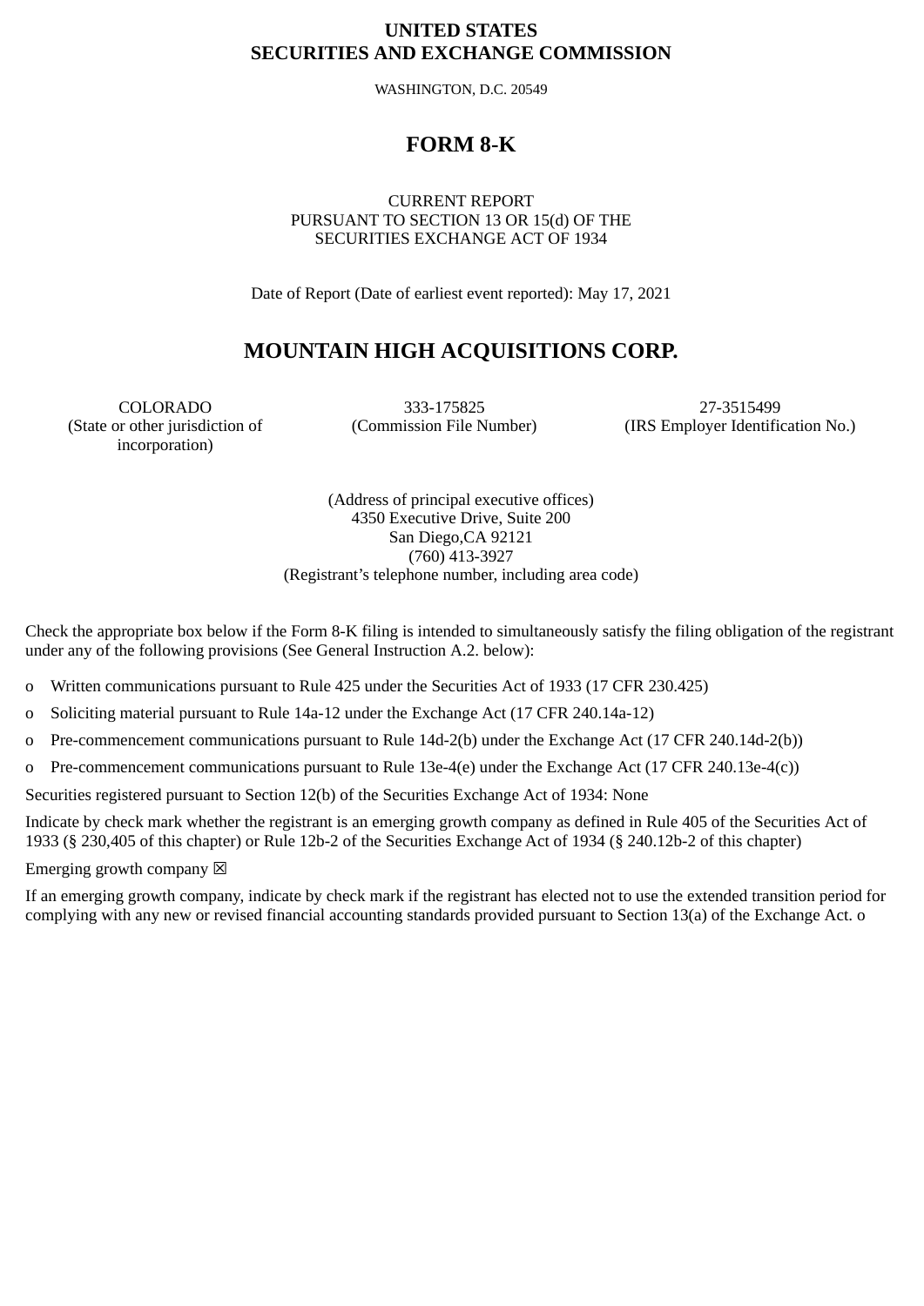**UNITED STATES**
**SECURITIES AND EXCHANGE COMMISSION**

WASHINGTON, D.C. 20549

# FORM 8-K

CURRENT REPORT
PURSUANT TO SECTION 13 OR 15(d) OF THE
SECURITIES EXCHANGE ACT OF 1934

Date of Report (Date of earliest event reported): May 17, 2021

# MOUNTAIN HIGH ACQUISITIONS CORP.

| COLORADO | 333-175825 | 27-3515499 |
|---|---|---|
| (State or other jurisdiction of incorporation) | (Commission File Number) | (IRS Employer Identification No.) |

(Address of principal executive offices)
4350 Executive Drive, Suite 200
San Diego,CA 92121
(760) 413-3927
(Registrant's telephone number, including area code)

Check the appropriate box below if the Form 8-K filing is intended to simultaneously satisfy the filing obligation of the registrant under any of the following provisions (See General Instruction A.2. below):

o Written communications pursuant to Rule 425 under the Securities Act of 1933 (17 CFR 230.425)

o Soliciting material pursuant to Rule 14a-12 under the Exchange Act (17 CFR 240.14a-12)

o Pre-commencement communications pursuant to Rule 14d-2(b) under the Exchange Act (17 CFR 240.14d-2(b))

o Pre-commencement communications pursuant to Rule 13e-4(e) under the Exchange Act (17 CFR 240.13e-4(c))

Securities registered pursuant to Section 12(b) of the Securities Exchange Act of 1934: None

Indicate by check mark whether the registrant is an emerging growth company as defined in Rule 405 of the Securities Act of 1933 (§ 230,405 of this chapter) or Rule 12b-2 of the Securities Exchange Act of 1934 (§ 240.12b-2 of this chapter)

Emerging growth company ☒

If an emerging growth company, indicate by check mark if the registrant has elected not to use the extended transition period for complying with any new or revised financial accounting standards provided pursuant to Section 13(a) of the Exchange Act. o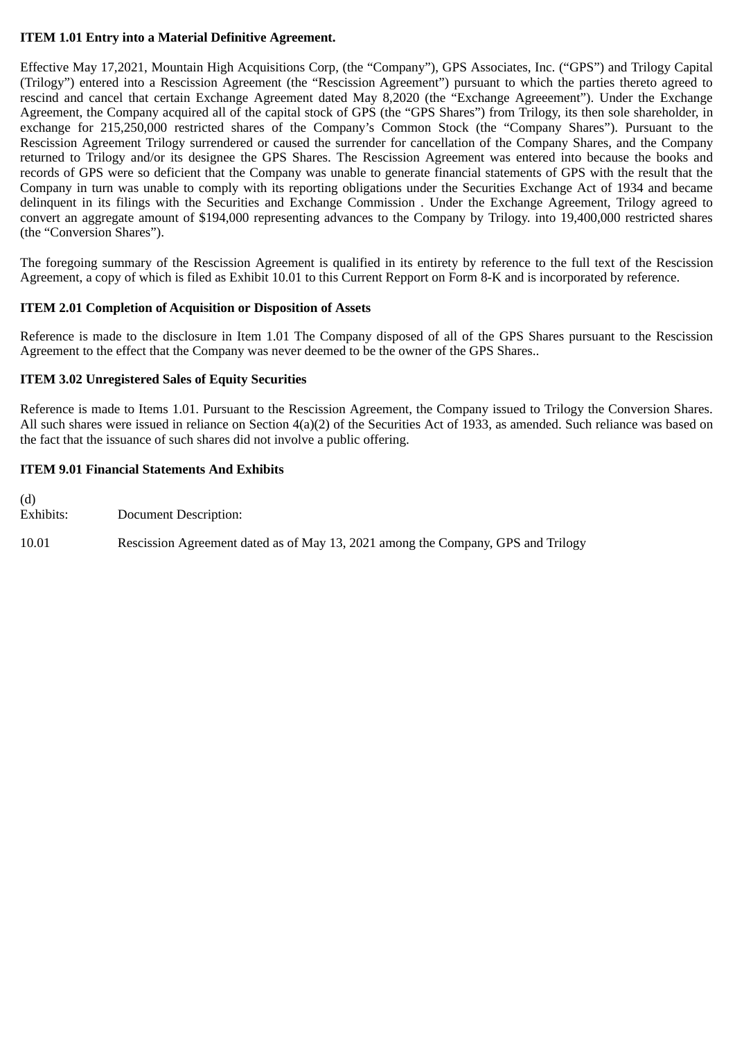**ITEM 1.01 Entry into a Material Definitive Agreement.**

Effective May 17,2021, Mountain High Acquisitions Corp, (the "Company"), GPS Associates, Inc. ("GPS") and Trilogy Capital (Trilogy") entered into a Rescission Agreement (the "Rescission Agreement") pursuant to which the parties thereto agreed to rescind and cancel that certain Exchange Agreement dated May 8,2020 (the "Exchange Agreeement"). Under the Exchange Agreement, the Company acquired all of the capital stock of GPS (the "GPS Shares") from Trilogy, its then sole shareholder, in exchange for 215,250,000 restricted shares of the Company's Common Stock (the "Company Shares"). Pursuant to the Rescission Agreement Trilogy surrendered or caused the surrender for cancellation of the Company Shares, and the Company returned to Trilogy and/or its designee the GPS Shares. The Rescission Agreement was entered into because the books and records of GPS were so deficient that the Company was unable to generate financial statements of GPS with the result that the Company in turn was unable to comply with its reporting obligations under the Securities Exchange Act of 1934 and became delinquent in its filings with the Securities and Exchange Commission . Under the Exchange Agreement, Trilogy agreed to convert an aggregate amount of $194,000 representing advances to the Company by Trilogy. into 19,400,000 restricted shares (the "Conversion Shares").

The foregoing summary of the Rescission Agreement is qualified in its entirety by reference to the full text of the Rescission Agreement, a copy of which is filed as Exhibit 10.01 to this Current Repport on Form 8-K and is incorporated by reference.

**ITEM 2.01 Completion of Acquisition or Disposition of Assets**

Reference is made to the disclosure in Item 1.01 The Company disposed of all of the GPS Shares pursuant to the Rescission Agreement to the effect that the Company was never deemed to be the owner of the GPS Shares..

**ITEM 3.02 Unregistered Sales of Equity Securities**

Reference is made to Items 1.01. Pursuant to the Rescission Agreement, the Company issued to Trilogy the Conversion Shares. All such shares were issued in reliance on Section 4(a)(2) of the Securities Act of 1933, as amended. Such reliance was based on the fact that the issuance of such shares did not involve a public offering.

**ITEM 9.01 Financial Statements And Exhibits**

(d)

| Exhibits: | Document Description: |
|---|---|
| 10.01 | Rescission Agreement dated as of May 13, 2021 among the Company, GPS and Trilogy |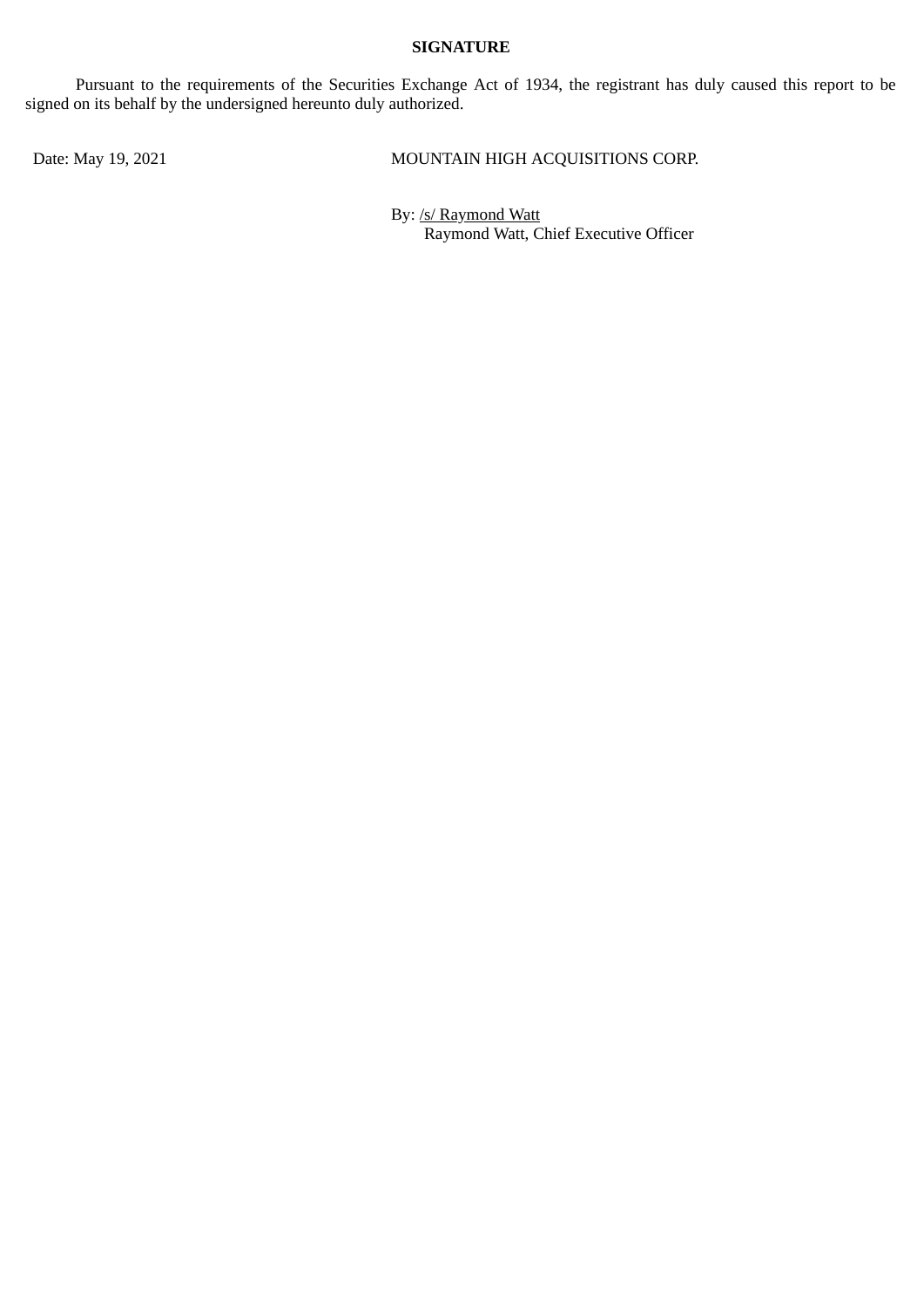**SIGNATURE**

Pursuant to the requirements of the Securities Exchange Act of 1934, the registrant has duly caused this report to be signed on its behalf by the undersigned hereunto duly authorized.

Date: May 19, 2021

MOUNTAIN HIGH ACQUISITIONS CORP.

By: /s/ Raymond Watt
Raymond Watt, Chief Executive Officer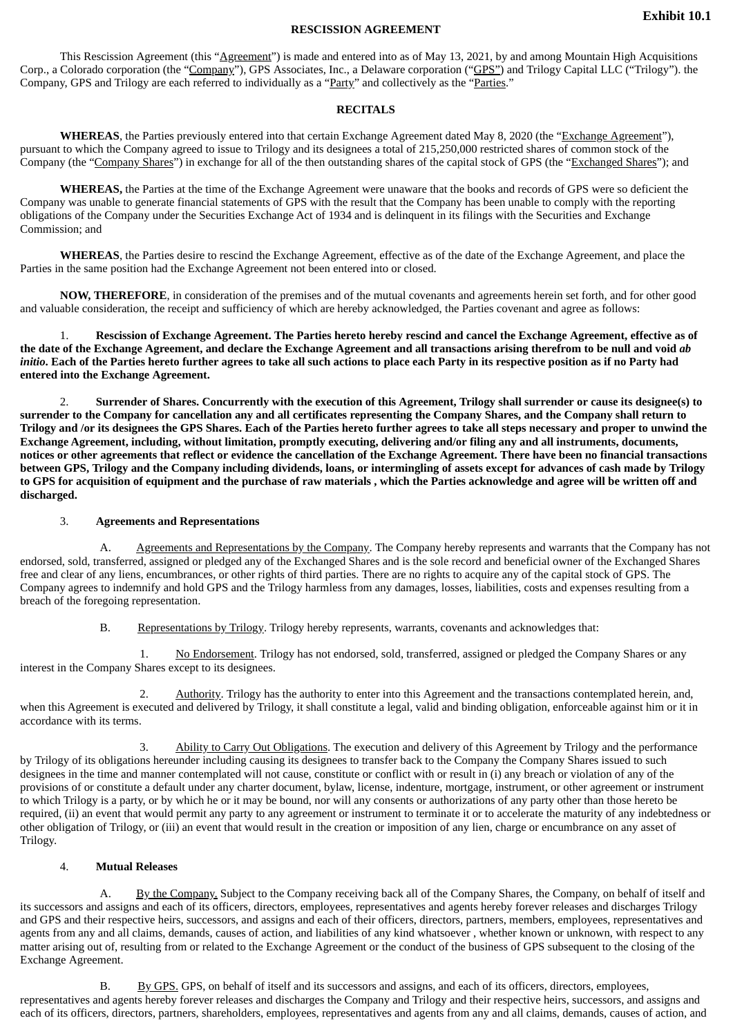**Exhibit 10.1**

**RESCISSION AGREEMENT**

This Rescission Agreement (this "Agreement") is made and entered into as of May 13, 2021, by and among Mountain High Acquisitions Corp., a Colorado corporation (the "Company"), GPS Associates, Inc., a Delaware corporation ("GPS") and Trilogy Capital LLC ("Trilogy"). the Company, GPS and Trilogy are each referred to individually as a "Party" and collectively as the "Parties."

**RECITALS**

**WHEREAS**, the Parties previously entered into that certain Exchange Agreement dated May 8, 2020 (the "Exchange Agreement"), pursuant to which the Company agreed to issue to Trilogy and its designees a total of 215,250,000 restricted shares of common stock of the Company (the "Company Shares") in exchange for all of the then outstanding shares of the capital stock of GPS (the "Exchanged Shares"); and

**WHEREAS,** the Parties at the time of the Exchange Agreement were unaware that the books and records of GPS were so deficient the Company was unable to generate financial statements of GPS with the result that the Company has been unable to comply with the reporting obligations of the Company under the Securities Exchange Act of 1934 and is delinquent in its filings with the Securities and Exchange Commission; and

**WHEREAS**, the Parties desire to rescind the Exchange Agreement, effective as of the date of the Exchange Agreement, and place the Parties in the same position had the Exchange Agreement not been entered into or closed.

**NOW, THEREFORE**, in consideration of the premises and of the mutual covenants and agreements herein set forth, and for other good and valuable consideration, the receipt and sufficiency of which are hereby acknowledged, the Parties covenant and agree as follows:

1. **Rescission of Exchange Agreement. The Parties hereto hereby rescind and cancel the Exchange Agreement, effective as of the date of the Exchange Agreement, and declare the Exchange Agreement and all transactions arising therefrom to be null and void *ab initio*. Each of the Parties hereto further agrees to take all such actions to place each Party in its respective position as if no Party had entered into the Exchange Agreement.**

2. **Surrender of Shares. Concurrently with the execution of this Agreement, Trilogy shall surrender or cause its designee(s) to surrender to the Company for cancellation any and all certificates representing the Company Shares, and the Company shall return to Trilogy and /or its designees the GPS Shares. Each of the Parties hereto further agrees to take all steps necessary and proper to unwind the Exchange Agreement, including, without limitation, promptly executing, delivering and/or filing any and all instruments, documents, notices or other agreements that reflect or evidence the cancellation of the Exchange Agreement. There have been no financial transactions between GPS, Trilogy and the Company including dividends, loans, or intermingling of assets except for advances of cash made by Trilogy to GPS for acquisition of equipment and the purchase of raw materials , which the Parties acknowledge and agree will be written off and discharged.**

3. **Agreements and Representations**

A. Agreements and Representations by the Company. The Company hereby represents and warrants that the Company has not endorsed, sold, transferred, assigned or pledged any of the Exchanged Shares and is the sole record and beneficial owner of the Exchanged Shares free and clear of any liens, encumbrances, or other rights of third parties. There are no rights to acquire any of the capital stock of GPS. The Company agrees to indemnify and hold GPS and the Trilogy harmless from any damages, losses, liabilities, costs and expenses resulting from a breach of the foregoing representation.

B. Representations by Trilogy. Trilogy hereby represents, warrants, covenants and acknowledges that:

1. No Endorsement. Trilogy has not endorsed, sold, transferred, assigned or pledged the Company Shares or any interest in the Company Shares except to its designees.

2. Authority. Trilogy has the authority to enter into this Agreement and the transactions contemplated herein, and, when this Agreement is executed and delivered by Trilogy, it shall constitute a legal, valid and binding obligation, enforceable against him or it in accordance with its terms.

3. Ability to Carry Out Obligations. The execution and delivery of this Agreement by Trilogy and the performance by Trilogy of its obligations hereunder including causing its designees to transfer back to the Company the Company Shares issued to such designees in the time and manner contemplated will not cause, constitute or conflict with or result in (i) any breach or violation of any of the provisions of or constitute a default under any charter document, bylaw, license, indenture, mortgage, instrument, or other agreement or instrument to which Trilogy is a party, or by which he or it may be bound, nor will any consents or authorizations of any party other than those hereto be required, (ii) an event that would permit any party to any agreement or instrument to terminate it or to accelerate the maturity of any indebtedness or other obligation of Trilogy, or (iii) an event that would result in the creation or imposition of any lien, charge or encumbrance on any asset of Trilogy.

4. **Mutual Releases**

A. By the Company. Subject to the Company receiving back all of the Company Shares, the Company, on behalf of itself and its successors and assigns and each of its officers, directors, employees, representatives and agents hereby forever releases and discharges Trilogy and GPS and their respective heirs, successors, and assigns and each of their officers, directors, partners, members, employees, representatives and agents from any and all claims, demands, causes of action, and liabilities of any kind whatsoever , whether known or unknown, with respect to any matter arising out of, resulting from or related to the Exchange Agreement or the conduct of the business of GPS subsequent to the closing of the Exchange Agreement.

B. By GPS. GPS, on behalf of itself and its successors and assigns, and each of its officers, directors, employees, representatives and agents hereby forever releases and discharges the Company and Trilogy and their respective heirs, successors, and assigns and each of its officers, directors, partners, shareholders, employees, representatives and agents from any and all claims, demands, causes of action, and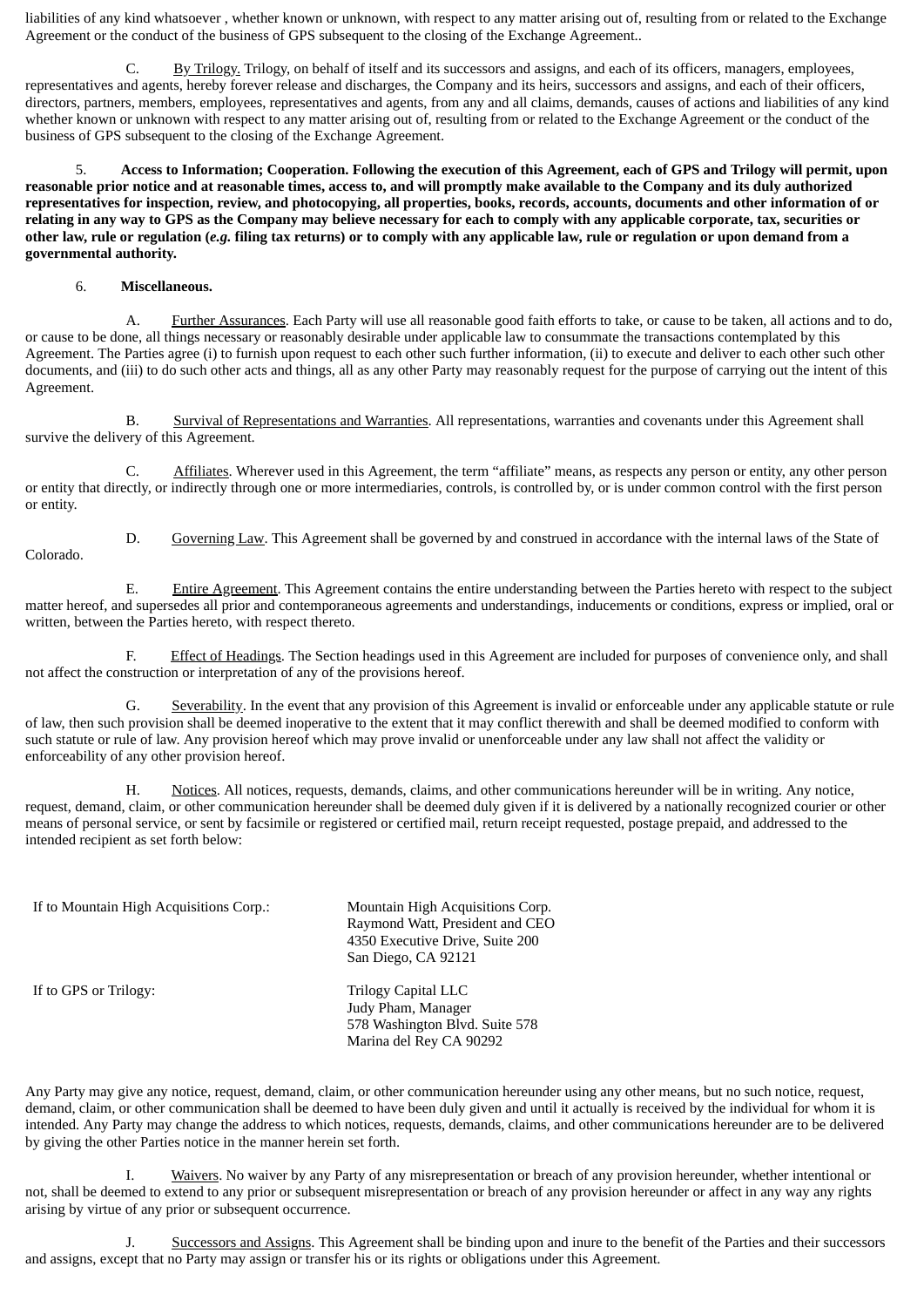liabilities of any kind whatsoever , whether known or unknown, with respect to any matter arising out of, resulting from or related to the Exchange Agreement or the conduct of the business of GPS subsequent to the closing of the Exchange Agreement..

C. By Trilogy. Trilogy, on behalf of itself and its successors and assigns, and each of its officers, managers, employees, representatives and agents, hereby forever release and discharges, the Company and its heirs, successors and assigns, and each of their officers, directors, partners, members, employees, representatives and agents, from any and all claims, demands, causes of actions and liabilities of any kind whether known or unknown with respect to any matter arising out of, resulting from or related to the Exchange Agreement or the conduct of the business of GPS subsequent to the closing of the Exchange Agreement.

**5. Access to Information; Cooperation. Following the execution of this Agreement, each of GPS and Trilogy will permit, upon reasonable prior notice and at reasonable times, access to, and will promptly make available to the Company and its duly authorized representatives for inspection, review, and photocopying, all properties, books, records, accounts, documents and other information of or relating in any way to GPS as the Company may believe necessary for each to comply with any applicable corporate, tax, securities or other law, rule or regulation (*e.g.* filing tax returns) or to comply with any applicable law, rule or regulation or upon demand from a governmental authority.**

**6. Miscellaneous.**

A. Further Assurances. Each Party will use all reasonable good faith efforts to take, or cause to be taken, all actions and to do, or cause to be done, all things necessary or reasonably desirable under applicable law to consummate the transactions contemplated by this Agreement. The Parties agree (i) to furnish upon request to each other such further information, (ii) to execute and deliver to each other such other documents, and (iii) to do such other acts and things, all as any other Party may reasonably request for the purpose of carrying out the intent of this Agreement.

B. Survival of Representations and Warranties. All representations, warranties and covenants under this Agreement shall survive the delivery of this Agreement.

C. Affiliates. Wherever used in this Agreement, the term "affiliate" means, as respects any person or entity, any other person or entity that directly, or indirectly through one or more intermediaries, controls, is controlled by, or is under common control with the first person or entity.

D. Governing Law. This Agreement shall be governed by and construed in accordance with the internal laws of the State of Colorado.

E. Entire Agreement. This Agreement contains the entire understanding between the Parties hereto with respect to the subject matter hereof, and supersedes all prior and contemporaneous agreements and understandings, inducements or conditions, express or implied, oral or written, between the Parties hereto, with respect thereto.

F. Effect of Headings. The Section headings used in this Agreement are included for purposes of convenience only, and shall not affect the construction or interpretation of any of the provisions hereof.

G. Severability. In the event that any provision of this Agreement is invalid or enforceable under any applicable statute or rule of law, then such provision shall be deemed inoperative to the extent that it may conflict therewith and shall be deemed modified to conform with such statute or rule of law. Any provision hereof which may prove invalid or unenforceable under any law shall not affect the validity or enforceability of any other provision hereof.

H. Notices. All notices, requests, demands, claims, and other communications hereunder will be in writing. Any notice, request, demand, claim, or other communication hereunder shall be deemed duly given if it is delivered by a nationally recognized courier or other means of personal service, or sent by facsimile or registered or certified mail, return receipt requested, postage prepaid, and addressed to the intended recipient as set forth below:

| | |
|---|---|
| If to Mountain High Acquisitions Corp.: | Mountain High Acquisitions Corp.<br>Raymond Watt, President and CEO<br>4350 Executive Drive, Suite 200<br>San Diego, CA 92121 |
| If to GPS or Trilogy: | Trilogy Capital LLC<br>Judy Pham, Manager<br>578 Washington Blvd. Suite 578<br>Marina del Rey CA 90292 |

Any Party may give any notice, request, demand, claim, or other communication hereunder using any other means, but no such notice, request, demand, claim, or other communication shall be deemed to have been duly given and until it actually is received by the individual for whom it is intended. Any Party may change the address to which notices, requests, demands, claims, and other communications hereunder are to be delivered by giving the other Parties notice in the manner herein set forth.

I. Waivers. No waiver by any Party of any misrepresentation or breach of any provision hereunder, whether intentional or not, shall be deemed to extend to any prior or subsequent misrepresentation or breach of any provision hereunder or affect in any way any rights arising by virtue of any prior or subsequent occurrence.

J. Successors and Assigns. This Agreement shall be binding upon and inure to the benefit of the Parties and their successors and assigns, except that no Party may assign or transfer his or its rights or obligations under this Agreement.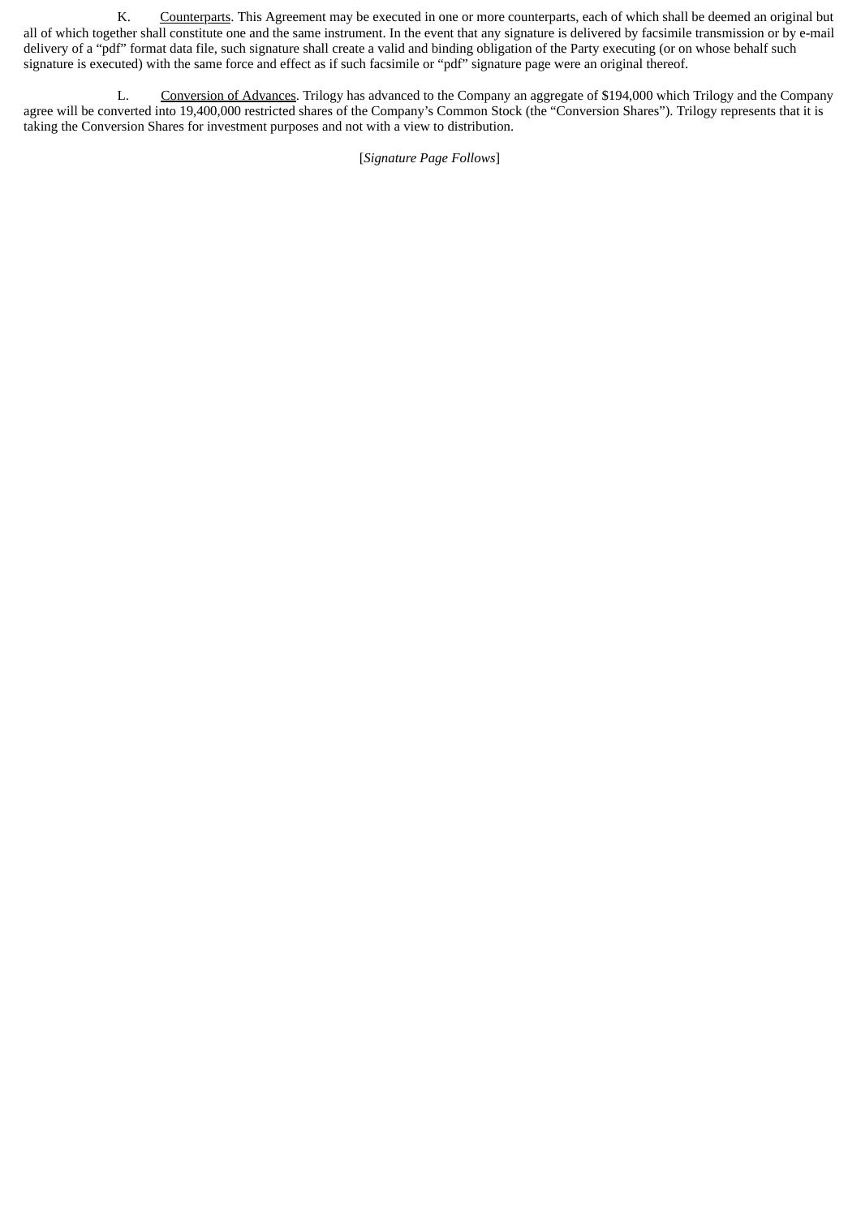K. Counterparts. This Agreement may be executed in one or more counterparts, each of which shall be deemed an original but all of which together shall constitute one and the same instrument. In the event that any signature is delivered by facsimile transmission or by e-mail delivery of a "pdf" format data file, such signature shall create a valid and binding obligation of the Party executing (or on whose behalf such signature is executed) with the same force and effect as if such facsimile or "pdf" signature page were an original thereof.

L. Conversion of Advances. Trilogy has advanced to the Company an aggregate of $194,000 which Trilogy and the Company agree will be converted into 19,400,000 restricted shares of the Company's Common Stock (the "Conversion Shares"). Trilogy represents that it is taking the Conversion Shares for investment purposes and not with a view to distribution.

[*Signature Page Follows*]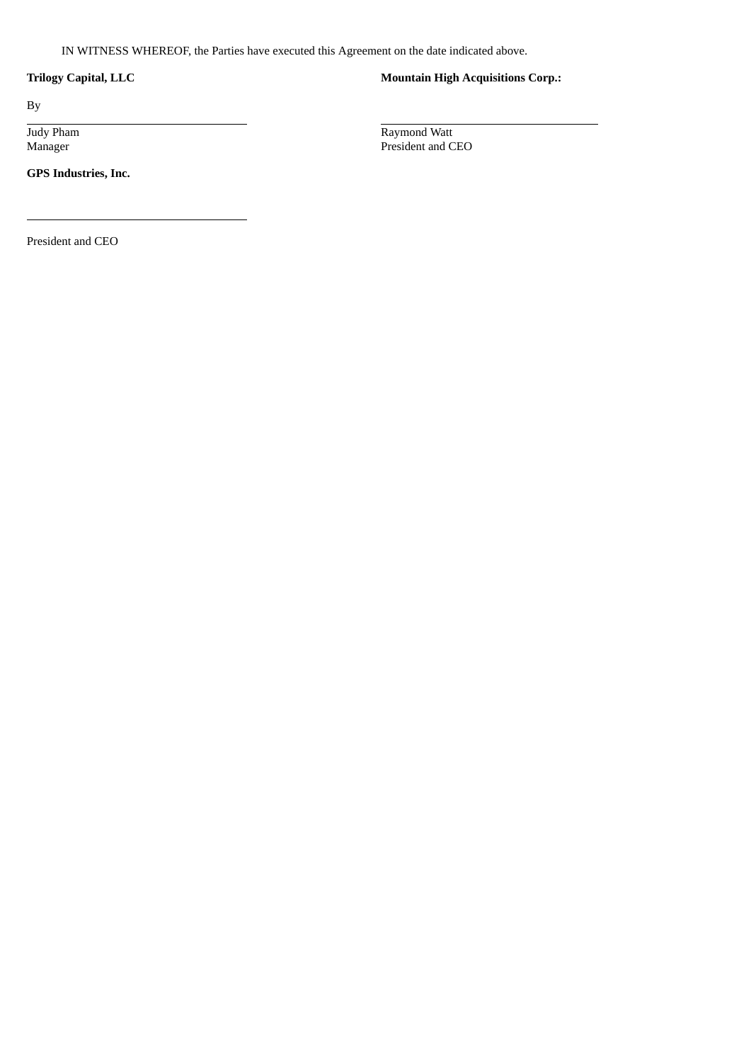IN WITNESS WHEREOF, the Parties have executed this Agreement on the date indicated above.

**Trilogy Capital, LLC**

By

\_\_\_\_\_\_\_\_\_\_\_\_\_\_\_\_\_\_\_\_\_\_\_\_\_\_\_\_\_\_\_\_\_\_\_

Judy Pham
Manager

**Mountain High Acquisitions Corp.:**

\_\_\_\_\_\_\_\_\_\_\_\_\_\_\_\_\_\_\_\_\_\_\_\_\_\_\_\_\_\_\_\_\_\_\_

Raymond Watt
President and CEO

**GPS Industries, Inc.**

\_\_\_\_\_\_\_\_\_\_\_\_\_\_\_\_\_\_\_\_\_\_\_\_\_\_\_\_\_\_\_\_\_\_\_

President and CEO